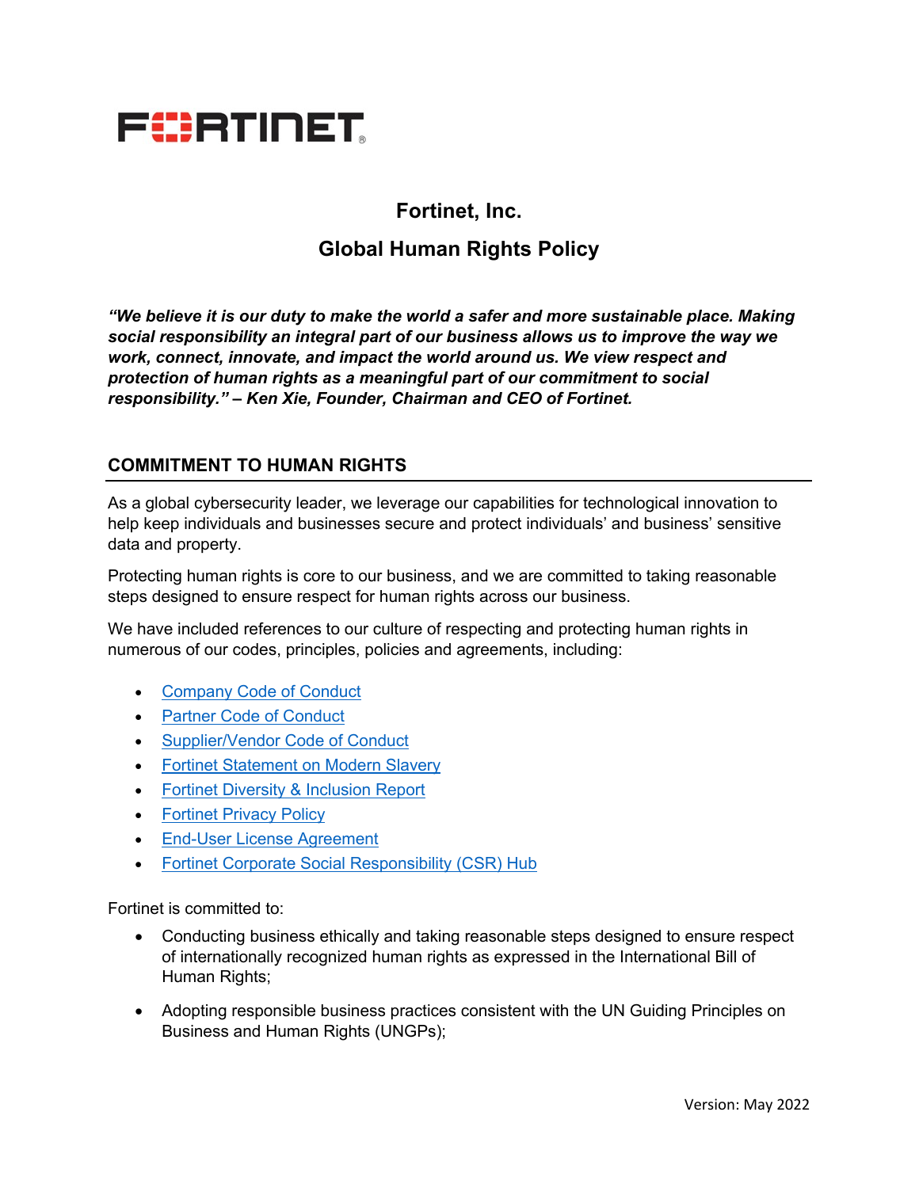FORTINET

# Fortinet, Inc.

## Global Human Rights Policy

***"We believe it is our duty to make the world a safer and more sustainable place. Making social responsibility an integral part of our business allows us to improve the way we work, connect, innovate, and impact the world around us. We view respect and protection of human rights as a meaningful part of our commitment to social responsibility." – Ken Xie, Founder, Chairman and CEO of Fortinet.***

## COMMITMENT TO HUMAN RIGHTS

As a global cybersecurity leader, we leverage our capabilities for technological innovation to help keep individuals and businesses secure and protect individuals' and business' sensitive data and property.

Protecting human rights is core to our business, and we are committed to taking reasonable steps designed to ensure respect for human rights across our business.

We have included references to our culture of respecting and protecting human rights in numerous of our codes, principles, policies and agreements, including:

- Company Code of Conduct
- Partner Code of Conduct
- Supplier/Vendor Code of Conduct
- Fortinet Statement on Modern Slavery
- Fortinet Diversity & Inclusion Report
- Fortinet Privacy Policy
- End-User License Agreement
- Fortinet Corporate Social Responsibility (CSR) Hub

Fortinet is committed to:

- Conducting business ethically and taking reasonable steps designed to ensure respect of internationally recognized human rights as expressed in the International Bill of Human Rights;
- Adopting responsible business practices consistent with the UN Guiding Principles on Business and Human Rights (UNGPs);

Version: May 2022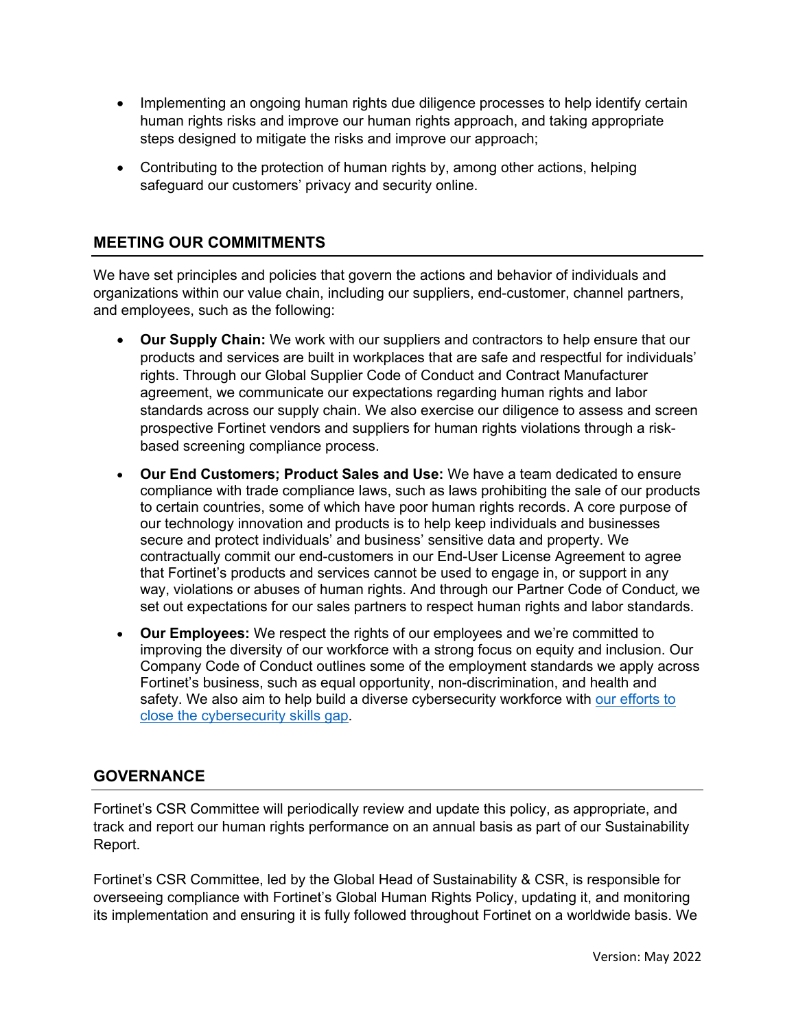- Implementing an ongoing human rights due diligence processes to help identify certain human rights risks and improve our human rights approach, and taking appropriate steps designed to mitigate the risks and improve our approach;
- Contributing to the protection of human rights by, among other actions, helping safeguard our customers' privacy and security online.

## MEETING OUR COMMITMENTS

We have set principles and policies that govern the actions and behavior of individuals and organizations within our value chain, including our suppliers, end-customer, channel partners, and employees, such as the following:

- **Our Supply Chain:** We work with our suppliers and contractors to help ensure that our products and services are built in workplaces that are safe and respectful for individuals' rights. Through our Global Supplier Code of Conduct and Contract Manufacturer agreement, we communicate our expectations regarding human rights and labor standards across our supply chain. We also exercise our diligence to assess and screen prospective Fortinet vendors and suppliers for human rights violations through a risk-based screening compliance process.
- **Our End Customers; Product Sales and Use:** We have a team dedicated to ensure compliance with trade compliance laws, such as laws prohibiting the sale of our products to certain countries, some of which have poor human rights records. A core purpose of our technology innovation and products is to help keep individuals and businesses secure and protect individuals' and business' sensitive data and property. We contractually commit our end-customers in our End-User License Agreement to agree that Fortinet's products and services cannot be used to engage in, or support in any way, violations or abuses of human rights. And through our Partner Code of Conduct, we set out expectations for our sales partners to respect human rights and labor standards.
- **Our Employees:** We respect the rights of our employees and we're committed to improving the diversity of our workforce with a strong focus on equity and inclusion. Our Company Code of Conduct outlines some of the employment standards we apply across Fortinet's business, such as equal opportunity, non-discrimination, and health and safety. We also aim to help build a diverse cybersecurity workforce with our efforts to close the cybersecurity skills gap.

## GOVERNANCE

Fortinet's CSR Committee will periodically review and update this policy, as appropriate, and track and report our human rights performance on an annual basis as part of our Sustainability Report.

Fortinet's CSR Committee, led by the Global Head of Sustainability & CSR, is responsible for overseeing compliance with Fortinet's Global Human Rights Policy, updating it, and monitoring its implementation and ensuring it is fully followed throughout Fortinet on a worldwide basis. We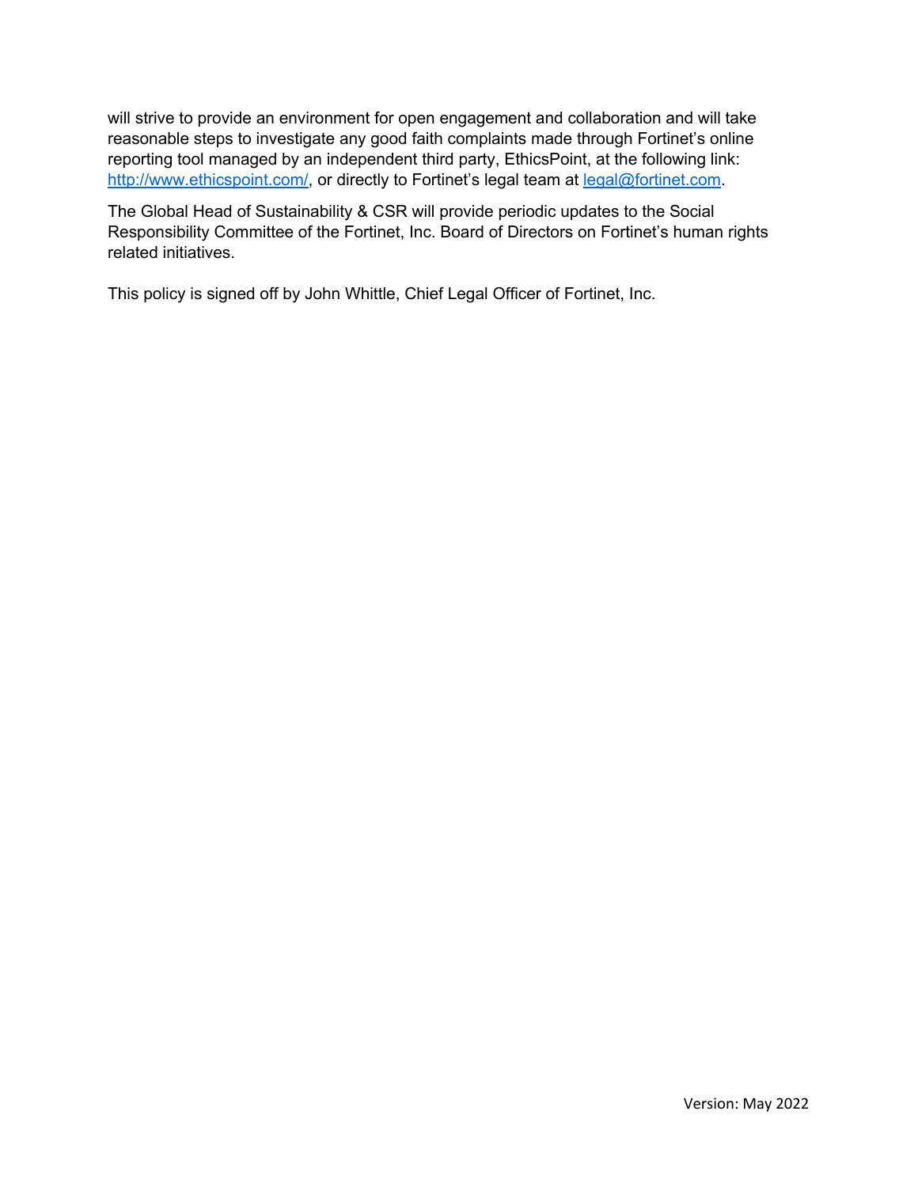will strive to provide an environment for open engagement and collaboration and will take reasonable steps to investigate any good faith complaints made through Fortinet's online reporting tool managed by an independent third party, EthicsPoint, at the following link: [http://www.ethicspoint.com/](http://www.ethicspoint.com/), or directly to Fortinet's legal team at [legal@fortinet.com](mailto:legal@fortinet.com).

The Global Head of Sustainability & CSR will provide periodic updates to the Social Responsibility Committee of the Fortinet, Inc. Board of Directors on Fortinet's human rights related initiatives.

This policy is signed off by John Whittle, Chief Legal Officer of Fortinet, Inc.

Version: May 2022